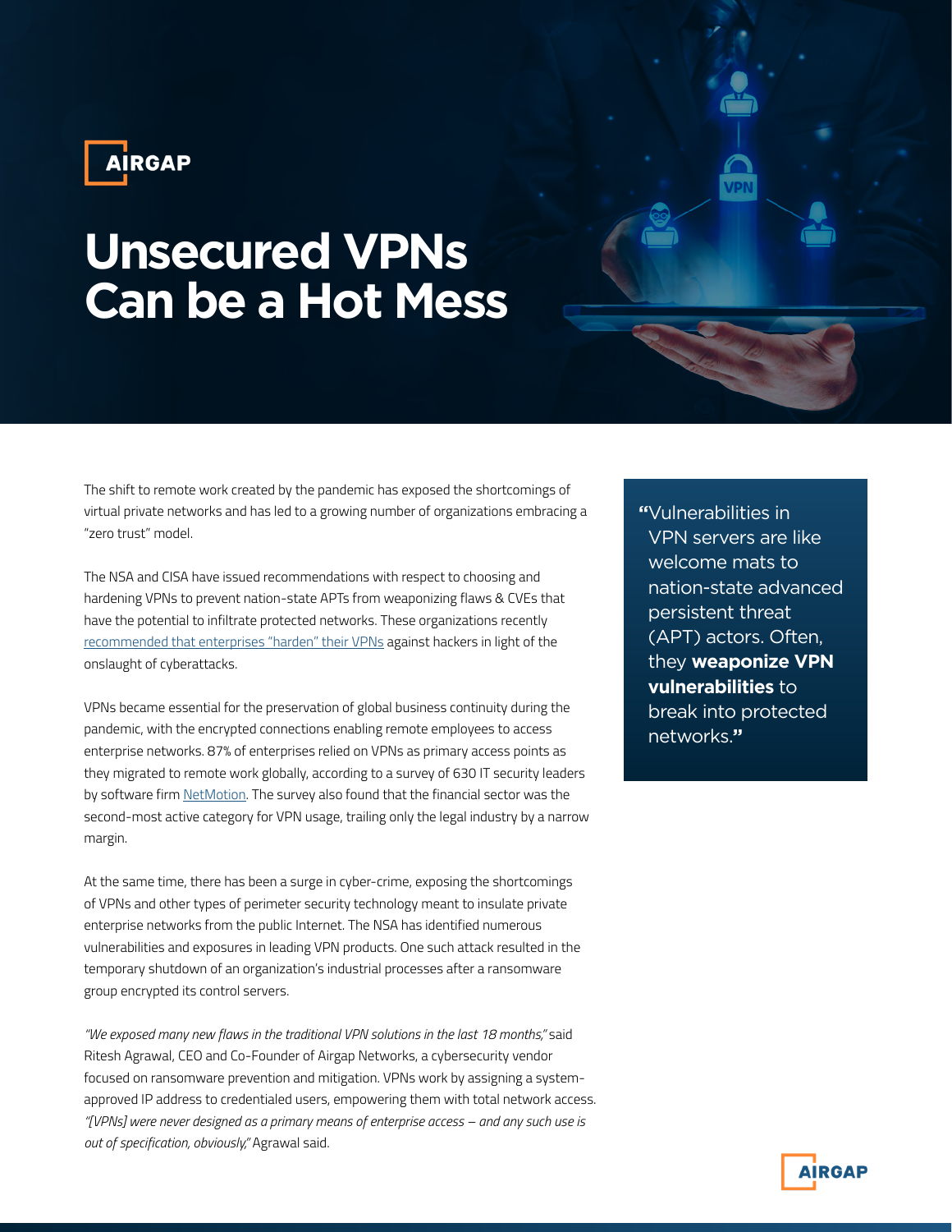AIRGAP

# Unsecured VPNs Can be a Hot Mess

The shift to remote work created by the pandemic has exposed the shortcomings of virtual private networks and has led to a growing number of organizations embracing a "zero trust" model.

The NSA and CISA have issued recommendations with respect to choosing and hardening VPNs to prevent nation-state APTs from weaponizing flaws & CVEs that have the potential to infiltrate protected networks. These organizations recently recommended that enterprises "harden" their VPNs against hackers in light of the onslaught of cyberattacks.

> "Vulnerabilities in VPN servers are like welcome mats to nation-state advanced persistent threat (APT) actors. Often, they **weaponize VPN vulnerabilities** to break into protected networks."

VPNs became essential for the preservation of global business continuity during the pandemic, with the encrypted connections enabling remote employees to access enterprise networks. 87% of enterprises relied on VPNs as primary access points as they migrated to remote work globally, according to a survey of 630 IT security leaders by software firm NetMotion. The survey also found that the financial sector was the second-most active category for VPN usage, trailing only the legal industry by a narrow margin.

At the same time, there has been a surge in cyber-crime, exposing the shortcomings of VPNs and other types of perimeter security technology meant to insulate private enterprise networks from the public Internet. The NSA has identified numerous vulnerabilities and exposures in leading VPN products. One such attack resulted in the temporary shutdown of an organization's industrial processes after a ransomware group encrypted its control servers.

*"We exposed many new flaws in the traditional VPN solutions in the last 18 months,"* said Ritesh Agrawal, CEO and Co-Founder of Airgap Networks, a cybersecurity vendor focused on ransomware prevention and mitigation. VPNs work by assigning a system-approved IP address to credentialed users, empowering them with total network access. *"[VPNs] were never designed as a primary means of enterprise access – and any such use is out of specification, obviously,"* Agrawal said.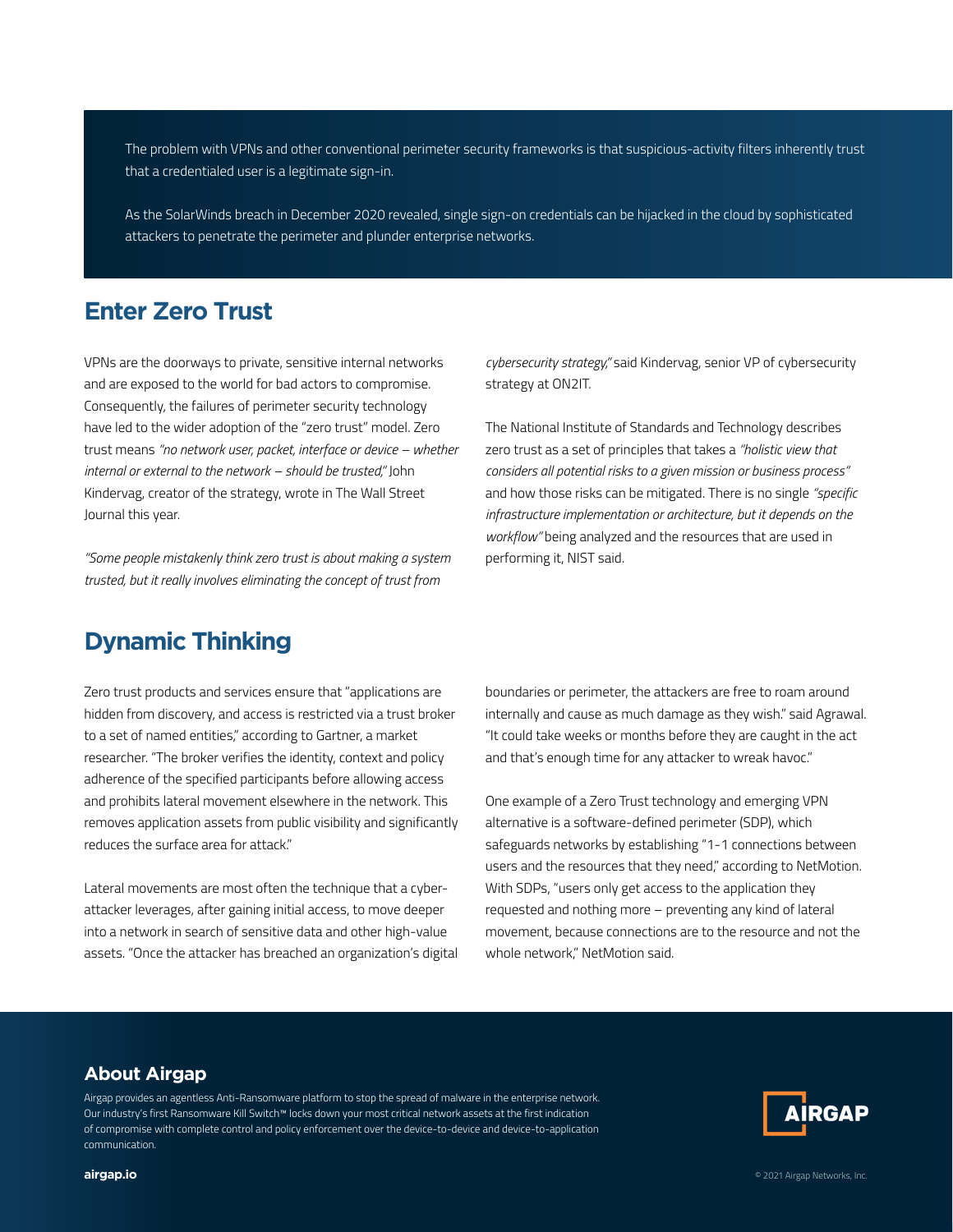The problem with VPNs and other conventional perimeter security frameworks is that suspicious-activity filters inherently trust that a credentialed user is a legitimate sign-in.

As the SolarWinds breach in December 2020 revealed, single sign-on credentials can be hijacked in the cloud by sophisticated attackers to penetrate the perimeter and plunder enterprise networks.

## Enter Zero Trust

VPNs are the doorways to private, sensitive internal networks and are exposed to the world for bad actors to compromise. Consequently, the failures of perimeter security technology have led to the wider adoption of the "zero trust" model. Zero trust means *"no network user, packet, interface or device – whether internal or external to the network – should be trusted,"* John Kindervag, creator of the strategy, wrote in The Wall Street Journal this year.

*"Some people mistakenly think zero trust is about making a system trusted, but it really involves eliminating the concept of trust from cybersecurity strategy,"* said Kindervag, senior VP of cybersecurity strategy at ON2IT.

The National Institute of Standards and Technology describes zero trust as a set of principles that takes a *"holistic view that considers all potential risks to a given mission or business process"* and how those risks can be mitigated. There is no single *"specific infrastructure implementation or architecture, but it depends on the workflow"* being analyzed and the resources that are used in performing it, NIST said.

## Dynamic Thinking

Zero trust products and services ensure that "applications are hidden from discovery, and access is restricted via a trust broker to a set of named entities," according to Gartner, a market researcher. "The broker verifies the identity, context and policy adherence of the specified participants before allowing access and prohibits lateral movement elsewhere in the network. This removes application assets from public visibility and significantly reduces the surface area for attack."

Lateral movements are most often the technique that a cyber-attacker leverages, after gaining initial access, to move deeper into a network in search of sensitive data and other high-value assets. "Once the attacker has breached an organization's digital boundaries or perimeter, the attackers are free to roam around internally and cause as much damage as they wish." said Agrawal. "It could take weeks or months before they are caught in the act and that's enough time for any attacker to wreak havoc."

One example of a Zero Trust technology and emerging VPN alternative is a software-defined perimeter (SDP), which safeguards networks by establishing "1-1 connections between users and the resources that they need," according to NetMotion. With SDPs, "users only get access to the application they requested and nothing more – preventing any kind of lateral movement, because connections are to the resource and not the whole network," NetMotion said.

### About Airgap

Airgap provides an agentless Anti-Ransomware platform to stop the spread of malware in the enterprise network. Our industry's first Ransomware Kill Switch™ locks down your most critical network assets at the first indication of compromise with complete control and policy enforcement over the device-to-device and device-to-application communication.

**airgap.io**

© 2021 Airgap Networks, Inc.